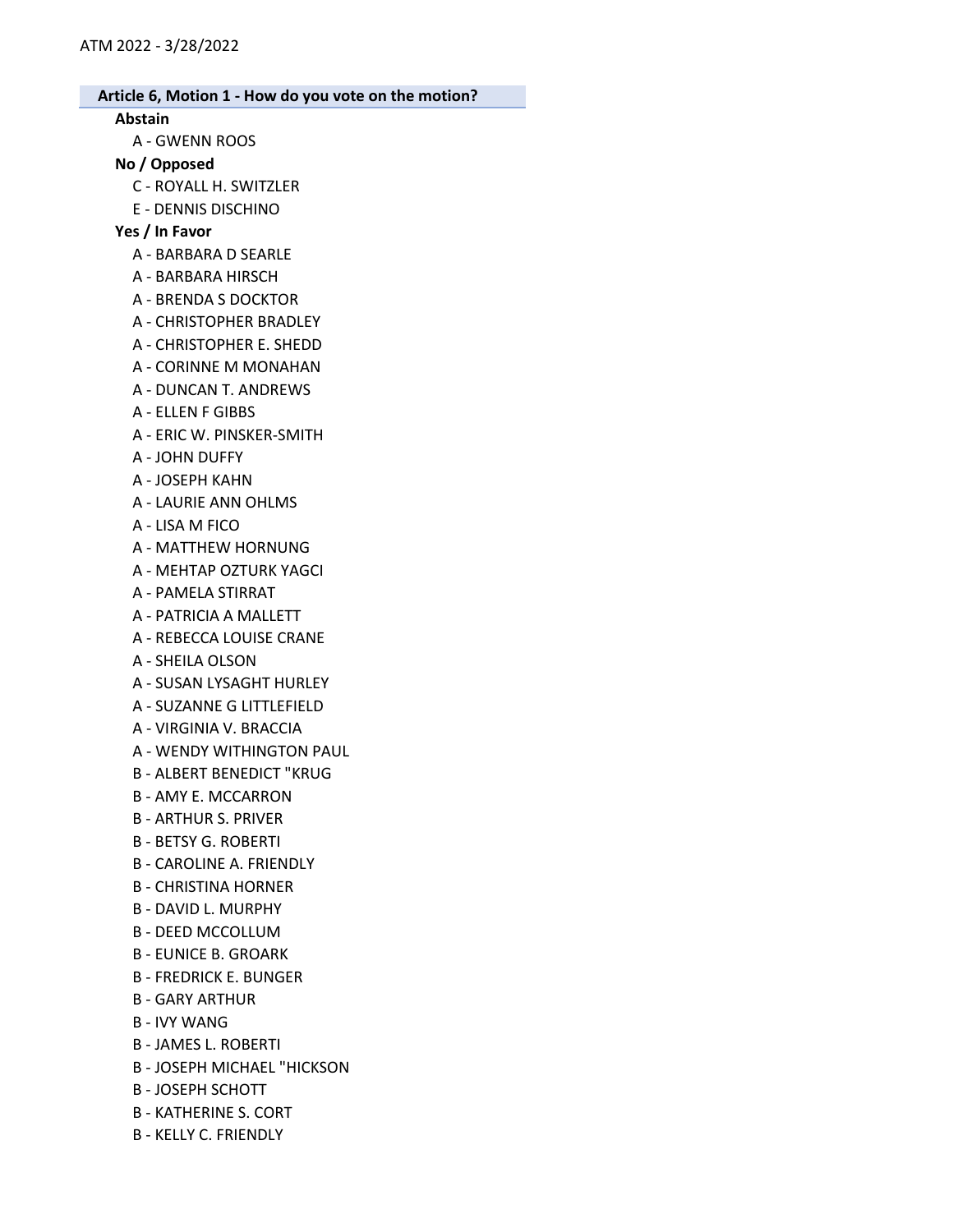ATM 2022 - 3/28/2022

### Article 6, Motion 1 - How do you vote on the motion?

**Abstain**

A - GWENN ROOS

**No / Opposed**

C - ROYALL H. SWITZLER

E - DENNIS DISCHINO

**Yes / In Favor**

A - BARBARA D SEARLE

A - BARBARA HIRSCH

A - BRENDA S DOCKTOR

A - CHRISTOPHER BRADLEY

A - CHRISTOPHER E. SHEDD

A - CORINNE M MONAHAN

A - DUNCAN T. ANDREWS

A - ELLEN F GIBBS

A - ERIC W. PINSKER-SMITH

A - JOHN DUFFY

A - JOSEPH KAHN

A - LAURIE ANN OHLMS

A - LISA M FICO

A - MATTHEW HORNUNG

A - MEHTAP OZTURK YAGCI

A - PAMELA STIRRAT

A - PATRICIA A MALLETT

A - REBECCA LOUISE CRANE

A - SHEILA OLSON

A - SUSAN LYSAGHT HURLEY

A - SUZANNE G LITTLEFIELD

A - VIRGINIA V. BRACCIA

A - WENDY WITHINGTON PAUL

B - ALBERT BENEDICT "KRUG

B - AMY E. MCCARRON

B - ARTHUR S. PRIVER

B - BETSY G. ROBERTI

B - CAROLINE A. FRIENDLY

B - CHRISTINA HORNER

B - DAVID L. MURPHY

B - DEED MCCOLLUM

B - EUNICE B. GROARK

B - FREDRICK E. BUNGER

B - GARY ARTHUR

B - IVY WANG

B - JAMES L. ROBERTI

B - JOSEPH MICHAEL "HICKSON

B - JOSEPH SCHOTT

B - KATHERINE S. CORT

B - KELLY C. FRIENDLY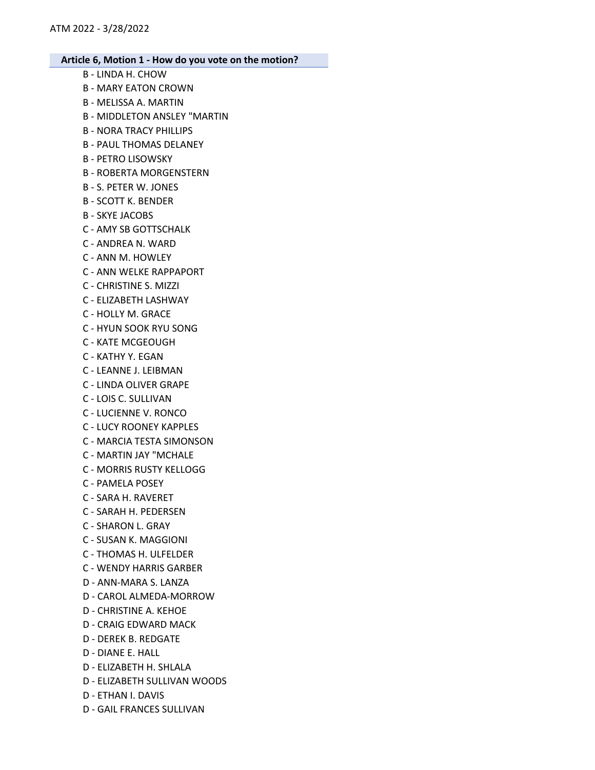**Article 6, Motion 1 - How do you vote on the motion?**

B - LINDA H. CHOW
B - MARY EATON CROWN
B - MELISSA A. MARTIN
B - MIDDLETON ANSLEY "MARTIN
B - NORA TRACY PHILLIPS
B - PAUL THOMAS DELANEY
B - PETRO LISOWSKY
B - ROBERTA MORGENSTERN
B - S. PETER W. JONES
B - SCOTT K. BENDER
B - SKYE JACOBS
C - AMY SB GOTTSCHALK
C - ANDREA N. WARD
C - ANN M. HOWLEY
C - ANN WELKE RAPPAPORT
C - CHRISTINE S. MIZZI
C - ELIZABETH LASHWAY
C - HOLLY M. GRACE
C - HYUN SOOK RYU SONG
C - KATE MCGEOUGH
C - KATHY Y. EGAN
C - LEANNE J. LEIBMAN
C - LINDA OLIVER GRAPE
C - LOIS C. SULLIVAN
C - LUCIENNE V. RONCO
C - LUCY ROONEY KAPPLES
C - MARCIA TESTA SIMONSON
C - MARTIN JAY "MCHALE
C - MORRIS RUSTY KELLOGG
C - PAMELA POSEY
C - SARA H. RAVERET
C - SARAH H. PEDERSEN
C - SHARON L. GRAY
C - SUSAN K. MAGGIONI
C - THOMAS H. ULFELDER
C - WENDY HARRIS GARBER
D - ANN-MARA S. LANZA
D - CAROL ALMEDA-MORROW
D - CHRISTINE A. KEHOE
D - CRAIG EDWARD MACK
D - DEREK B. REDGATE
D - DIANE E. HALL
D - ELIZABETH H. SHLALA
D - ELIZABETH SULLIVAN WOODS
D - ETHAN I. DAVIS
D - GAIL FRANCES SULLIVAN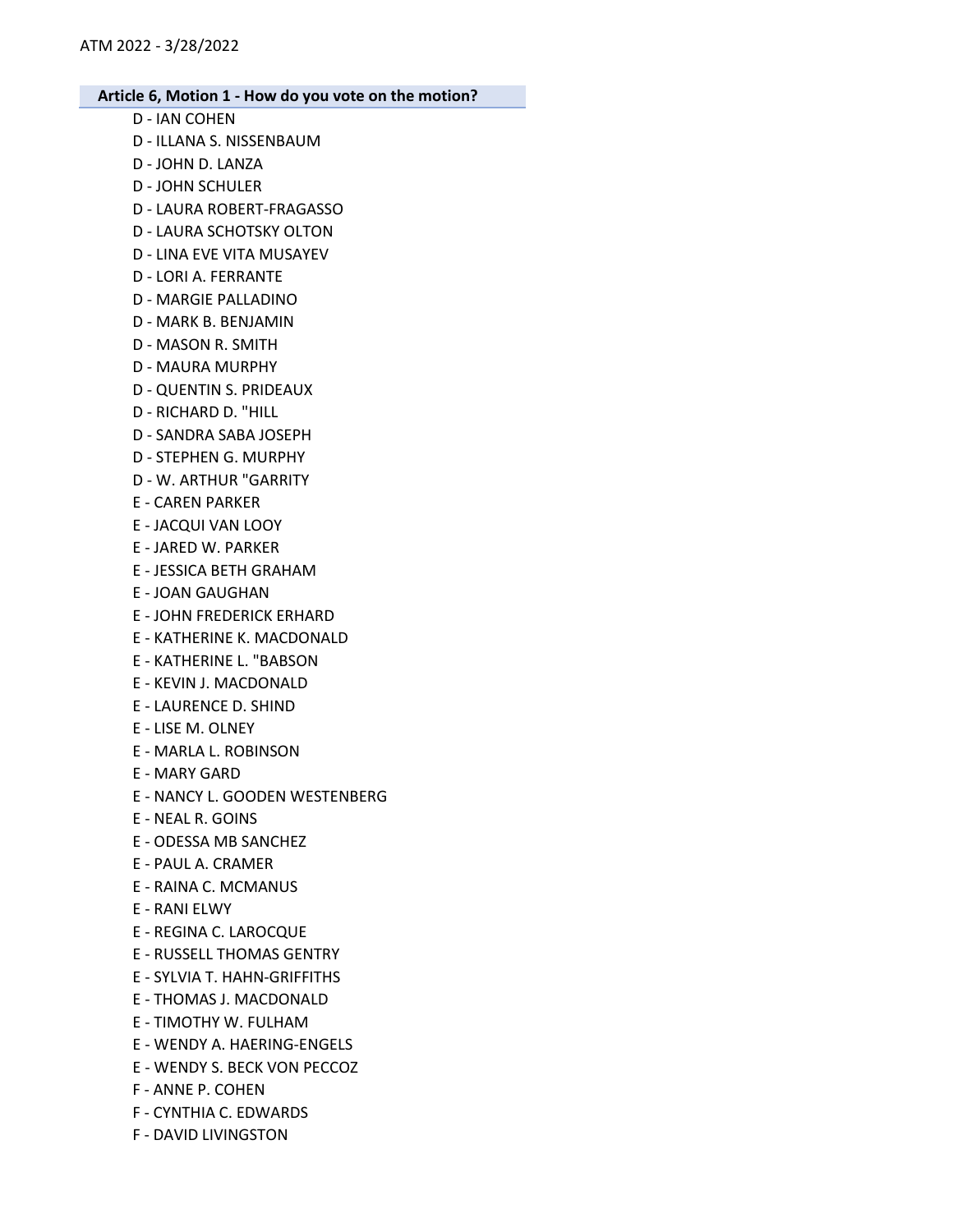**Article 6, Motion 1 - How do you vote on the motion?**

D - IAN COHEN
D - ILLANA S. NISSENBAUM
D - JOHN D. LANZA
D - JOHN SCHULER
D - LAURA ROBERT-FRAGASSO
D - LAURA SCHOTSKY OLTON
D - LINA EVE VITA MUSAYEV
D - LORI A. FERRANTE
D - MARGIE PALLADINO
D - MARK B. BENJAMIN
D - MASON R. SMITH
D - MAURA MURPHY
D - QUENTIN S. PRIDEAUX
D - RICHARD D. "HILL
D - SANDRA SABA JOSEPH
D - STEPHEN G. MURPHY
D - W. ARTHUR "GARRITY
E - CAREN PARKER
E - JACQUI VAN LOOY
E - JARED W. PARKER
E - JESSICA BETH GRAHAM
E - JOAN GAUGHAN
E - JOHN FREDERICK ERHARD
E - KATHERINE K. MACDONALD
E - KATHERINE L. "BABSON
E - KEVIN J. MACDONALD
E - LAURENCE D. SHIND
E - LISE M. OLNEY
E - MARLA L. ROBINSON
E - MARY GARD
E - NANCY L. GOODEN WESTENBERG
E - NEAL R. GOINS
E - ODESSA MB SANCHEZ
E - PAUL A. CRAMER
E - RAINA C. MCMANUS
E - RANI ELWY
E - REGINA C. LAROCQUE
E - RUSSELL THOMAS GENTRY
E - SYLVIA T. HAHN-GRIFFITHS
E - THOMAS J. MACDONALD
E - TIMOTHY W. FULHAM
E - WENDY A. HAERING-ENGELS
E - WENDY S. BECK VON PECCOZ
F - ANNE P. COHEN
F - CYNTHIA C. EDWARDS
F - DAVID LIVINGSTON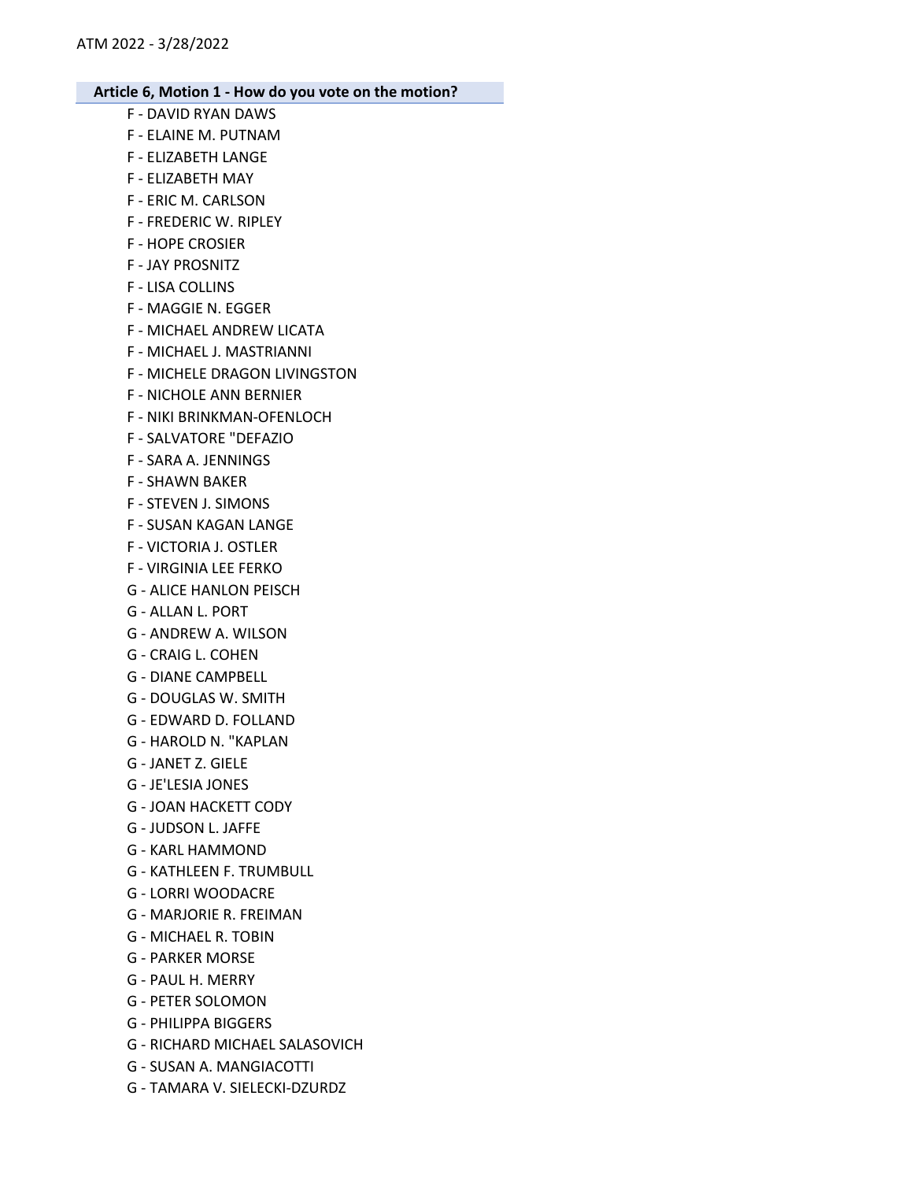**Article 6, Motion 1 - How do you vote on the motion?**

F - DAVID RYAN DAWS
F - ELAINE M. PUTNAM
F - ELIZABETH LANGE
F - ELIZABETH MAY
F - ERIC M. CARLSON
F - FREDERIC W. RIPLEY
F - HOPE CROSIER
F - JAY PROSNITZ
F - LISA COLLINS
F - MAGGIE N. EGGER
F - MICHAEL ANDREW LICATA
F - MICHAEL J. MASTRIANNI
F - MICHELE DRAGON LIVINGSTON
F - NICHOLE ANN BERNIER
F - NIKI BRINKMAN-OFENLOCH
F - SALVATORE "DEFAZIO
F - SARA A. JENNINGS
F - SHAWN BAKER
F - STEVEN J. SIMONS
F - SUSAN KAGAN LANGE
F - VICTORIA J. OSTLER
F - VIRGINIA LEE FERKO
G - ALICE HANLON PEISCH
G - ALLAN L. PORT
G - ANDREW A. WILSON
G - CRAIG L. COHEN
G - DIANE CAMPBELL
G - DOUGLAS W. SMITH
G - EDWARD D. FOLLAND
G - HAROLD N. "KAPLAN
G - JANET Z. GIELE
G - JE'LESIA JONES
G - JOAN HACKETT CODY
G - JUDSON L. JAFFE
G - KARL HAMMOND
G - KATHLEEN F. TRUMBULL
G - LORRI WOODACRE
G - MARJORIE R. FREIMAN
G - MICHAEL R. TOBIN
G - PARKER MORSE
G - PAUL H. MERRY
G - PETER SOLOMON
G - PHILIPPA BIGGERS
G - RICHARD MICHAEL SALASOVICH
G - SUSAN A. MANGIACOTTI
G - TAMARA V. SIELECKI-DZURDZ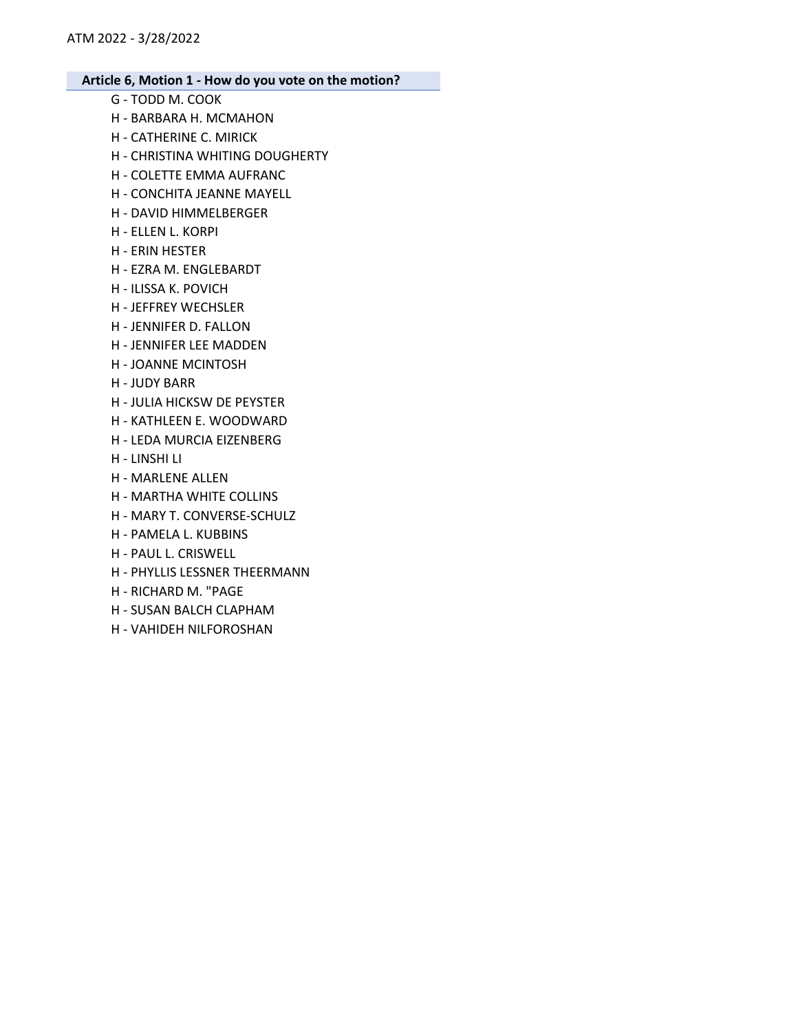**Article 6, Motion 1 - How do you vote on the motion?**

G - TODD M. COOK
H - BARBARA H. MCMAHON
H - CATHERINE C. MIRICK
H - CHRISTINA WHITING DOUGHERTY
H - COLETTE EMMA AUFRANC
H - CONCHITA JEANNE MAYELL
H - DAVID HIMMELBERGER
H - ELLEN L. KORPI
H - ERIN HESTER
H - EZRA M. ENGLEBARDT
H - ILISSA K. POVICH
H - JEFFREY WECHSLER
H - JENNIFER D. FALLON
H - JENNIFER LEE MADDEN
H - JOANNE MCINTOSH
H - JUDY BARR
H - JULIA HICKSW DE PEYSTER
H - KATHLEEN E. WOODWARD
H - LEDA MURCIA EIZENBERG
H - LINSHI LI
H - MARLENE ALLEN
H - MARTHA WHITE COLLINS
H - MARY T. CONVERSE-SCHULZ
H - PAMELA L. KUBBINS
H - PAUL L. CRISWELL
H - PHYLLIS LESSNER THEERMANN
H - RICHARD M. "PAGE
H - SUSAN BALCH CLAPHAM
H - VAHIDEH NILFOROSHAN